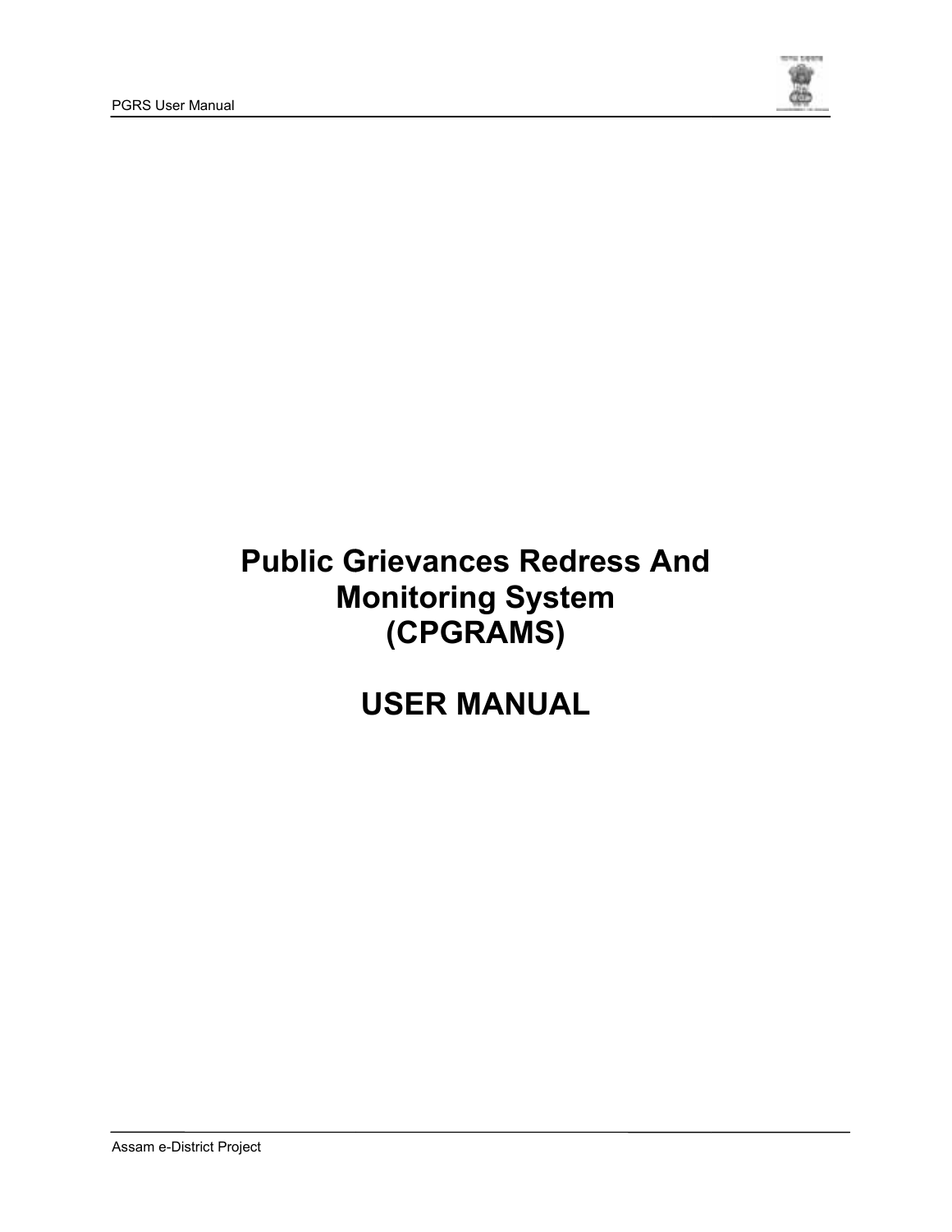# Public Grievances Redress And Monitoring System (CPGRAMS)

# USER MANUAL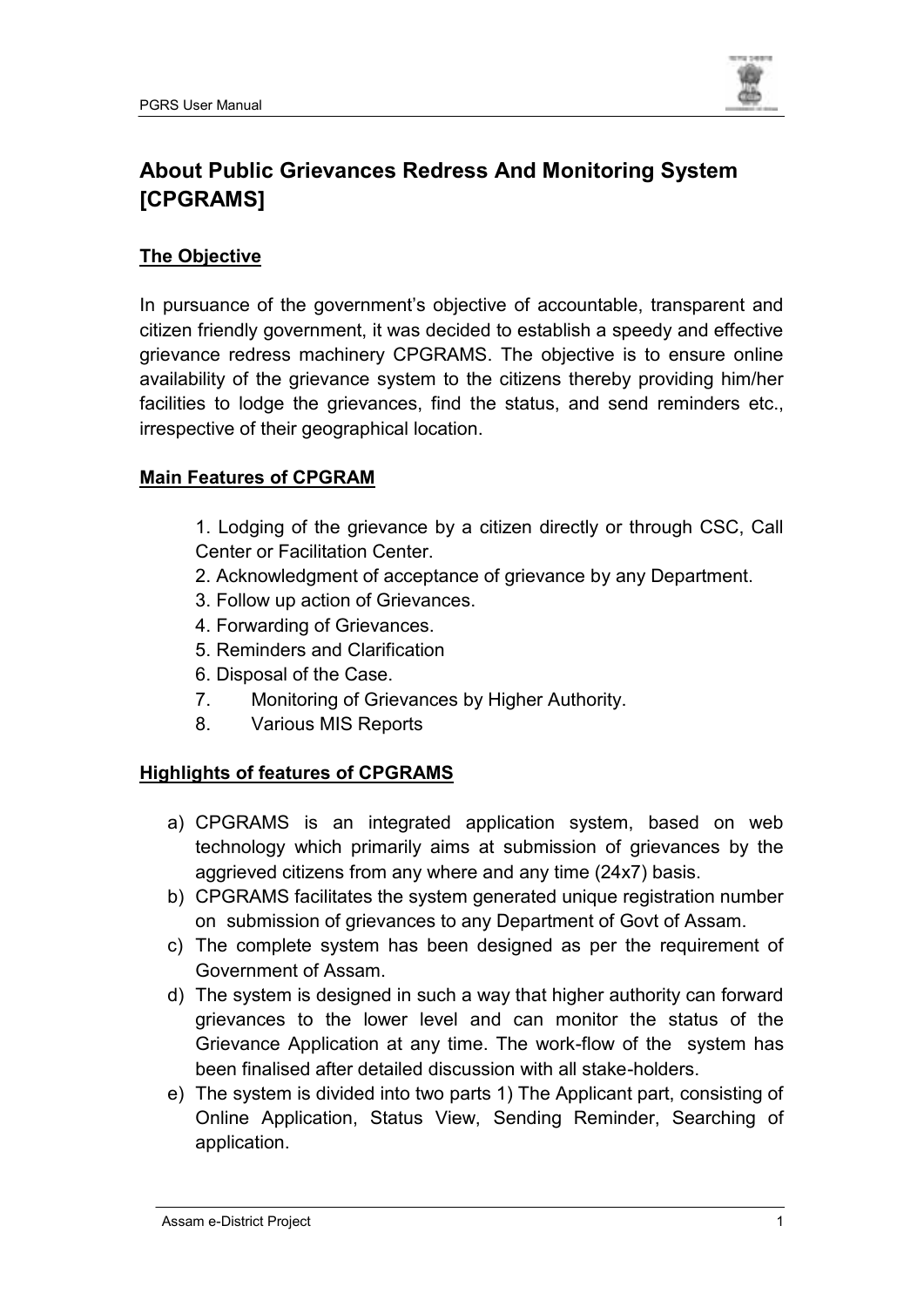# About Public Grievances Redress And Monitoring System [CPGRAMS]

## The Objective

In pursuance of the government's objective of accountable, transparent and citizen friendly government, it was decided to establish a speedy and effective grievance redress machinery CPGRAMS. The objective is to ensure online availability of the grievance system to the citizens thereby providing him/her facilities to lodge the grievances, find the status, and send reminders etc., irrespective of their geographical location.

## Main Features of CPGRAM

1. Lodging of the grievance by a citizen directly or through CSC, Call Center or Facilitation Center.
2. Acknowledgment of acceptance of grievance by any Department.
3. Follow up action of Grievances.
4. Forwarding of Grievances.
5. Reminders and Clarification
6. Disposal of the Case.
7. Monitoring of Grievances by Higher Authority.
8. Various MIS Reports

## Highlights of features of CPGRAMS

a) CPGRAMS is an integrated application system, based on web technology which primarily aims at submission of grievances by the aggrieved citizens from any where and any time (24x7) basis.
b) CPGRAMS facilitates the system generated unique registration number on submission of grievances to any Department of Govt of Assam.
c) The complete system has been designed as per the requirement of Government of Assam.
d) The system is designed in such a way that higher authority can forward grievances to the lower level and can monitor the status of the Grievance Application at any time. The work-flow of the system has been finalised after detailed discussion with all stake-holders.
e) The system is divided into two parts 1) The Applicant part, consisting of Online Application, Status View, Sending Reminder, Searching of application.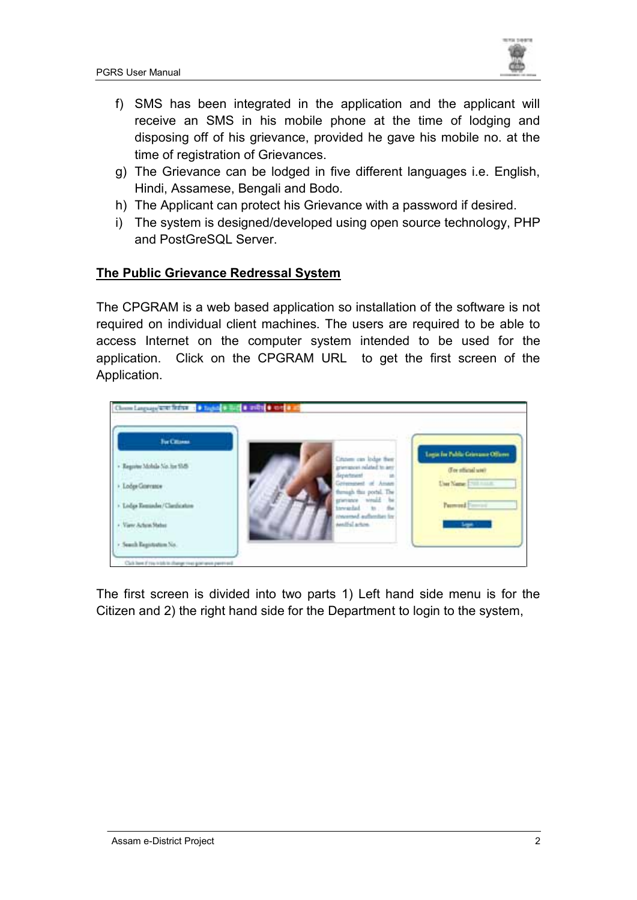f) SMS has been integrated in the application and the applicant will receive an SMS in his mobile phone at the time of lodging and disposing off of his grievance, provided he gave his mobile no. at the time of registration of Grievances.
g) The Grievance can be lodged in five different languages i.e. English, Hindi, Assamese, Bengali and Bodo.
h) The Applicant can protect his Grievance with a password if desired.
i) The system is designed/developed using open source technology, PHP and PostGreSQL Server.

## The Public Grievance Redressal System

The CPGRAM is a web based application so installation of the software is not required on individual client machines. The users are required to be able to access Internet on the computer system intended to be used for the application. Click on the CPGRAM URL to get the first screen of the Application.

The first screen is divided into two parts 1) Left hand side menu is for the Citizen and 2) the right hand side for the Department to login to the system,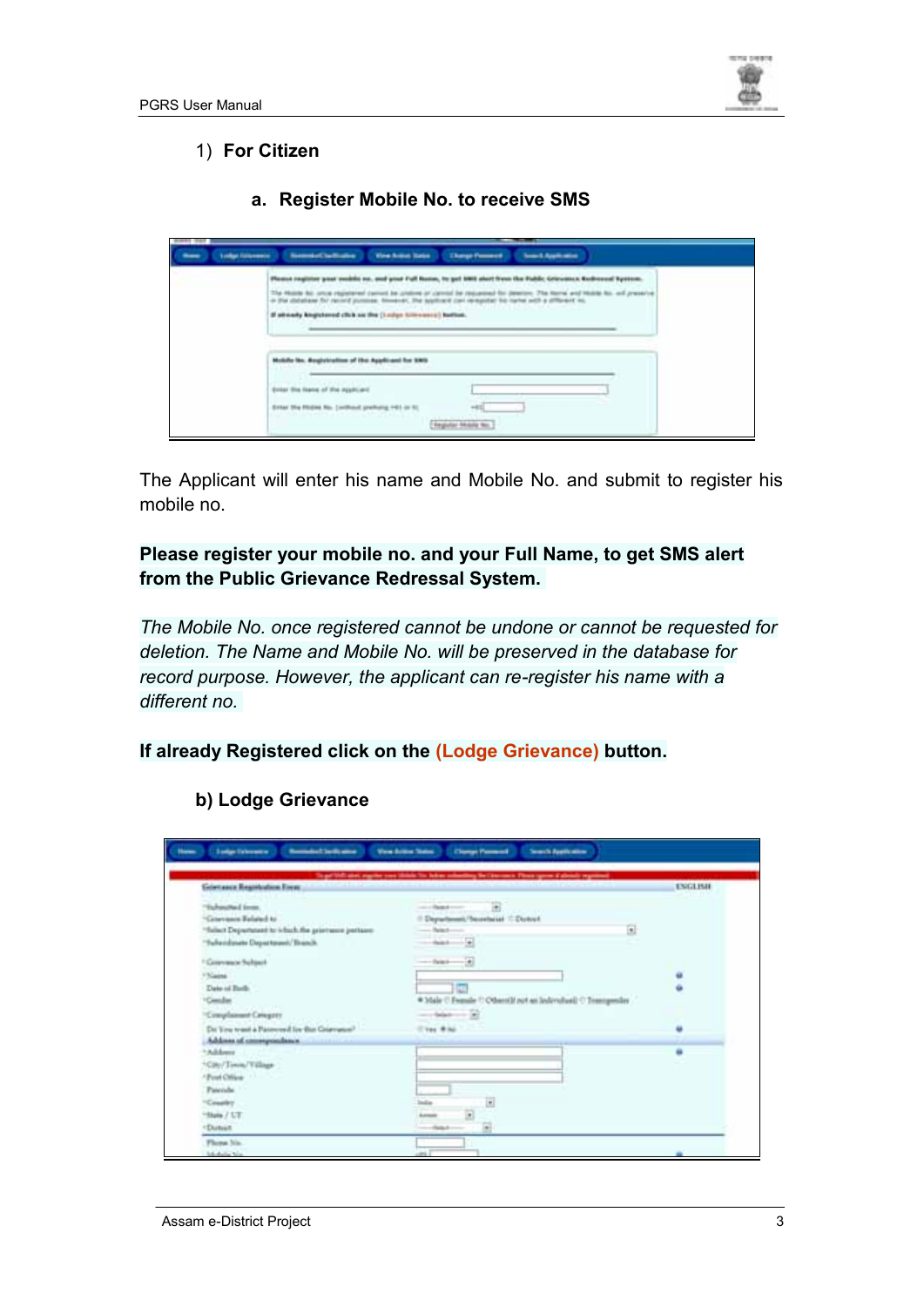1) **For Citizen**

**a. Register Mobile No. to receive SMS**

The Applicant will enter his name and Mobile No. and submit to register his mobile no.

**Please register your mobile no. and your Full Name, to get SMS alert from the Public Grievance Redressal System.**

*The Mobile No. once registered cannot be undone or cannot be requested for deletion. The Name and Mobile No. will be preserved in the database for record purpose. However, the applicant can re-register his name with a different no.*

**If already Registered click on the (Lodge Grievance) button.**

**b) Lodge Grievance**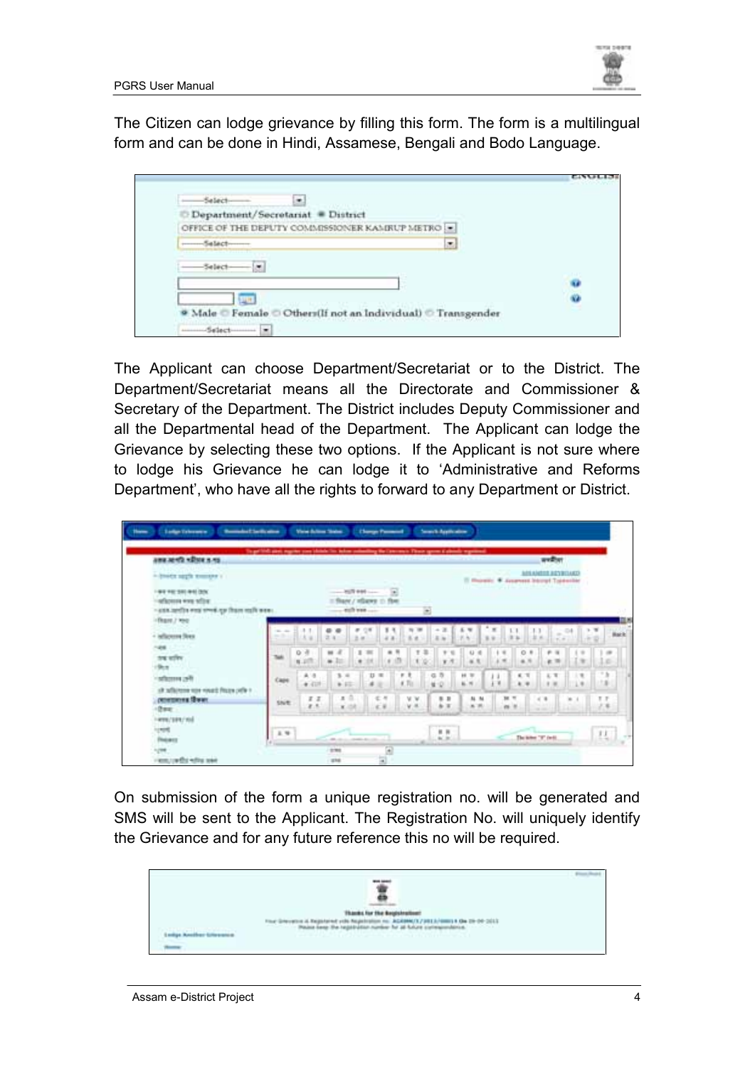The Citizen can lodge grievance by filling this form. The form is a multilingual form and can be done in Hindi, Assamese, Bengali and Bodo Language.

The Applicant can choose Department/Secretariat or to the District. The Department/Secretariat means all the Directorate and Commissioner & Secretary of the Department. The District includes Deputy Commissioner and all the Departmental head of the Department. The Applicant can lodge the Grievance by selecting these two options. If the Applicant is not sure where to lodge his Grievance he can lodge it to 'Administrative and Reforms Department', who have all the rights to forward to any Department or District.

On submission of the form a unique registration no. will be generated and SMS will be sent to the Applicant. The Registration No. will uniquely identify the Grievance and for any future reference this no will be required.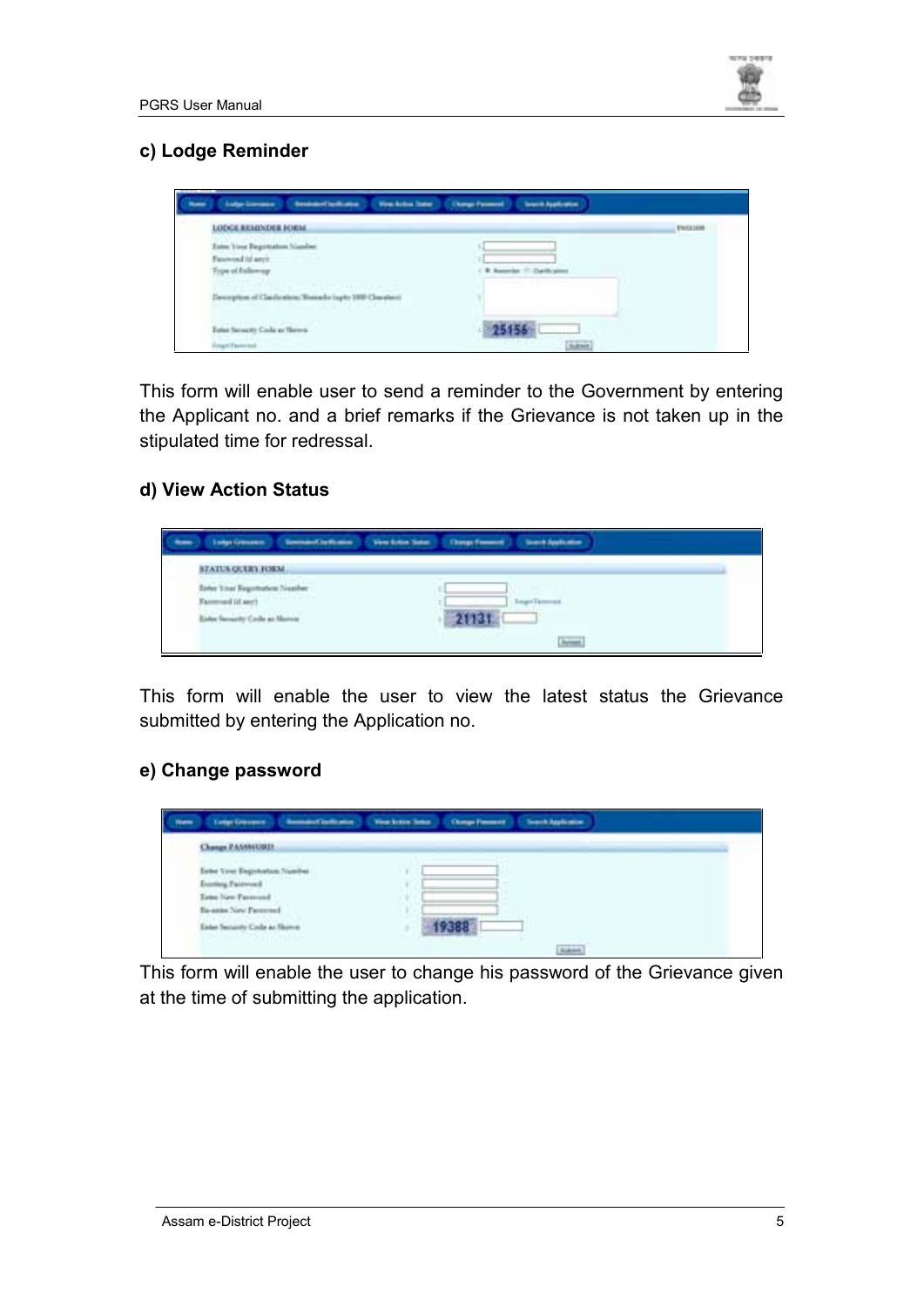### c) Lodge Reminder

This form will enable user to send a reminder to the Government by entering the Applicant no. and a brief remarks if the Grievance is not taken up in the stipulated time for redressal.

### d) View Action Status

This form will enable the user to view the latest status the Grievance submitted by entering the Application no.

### e) Change password

This form will enable the user to change his password of the Grievance given at the time of submitting the application.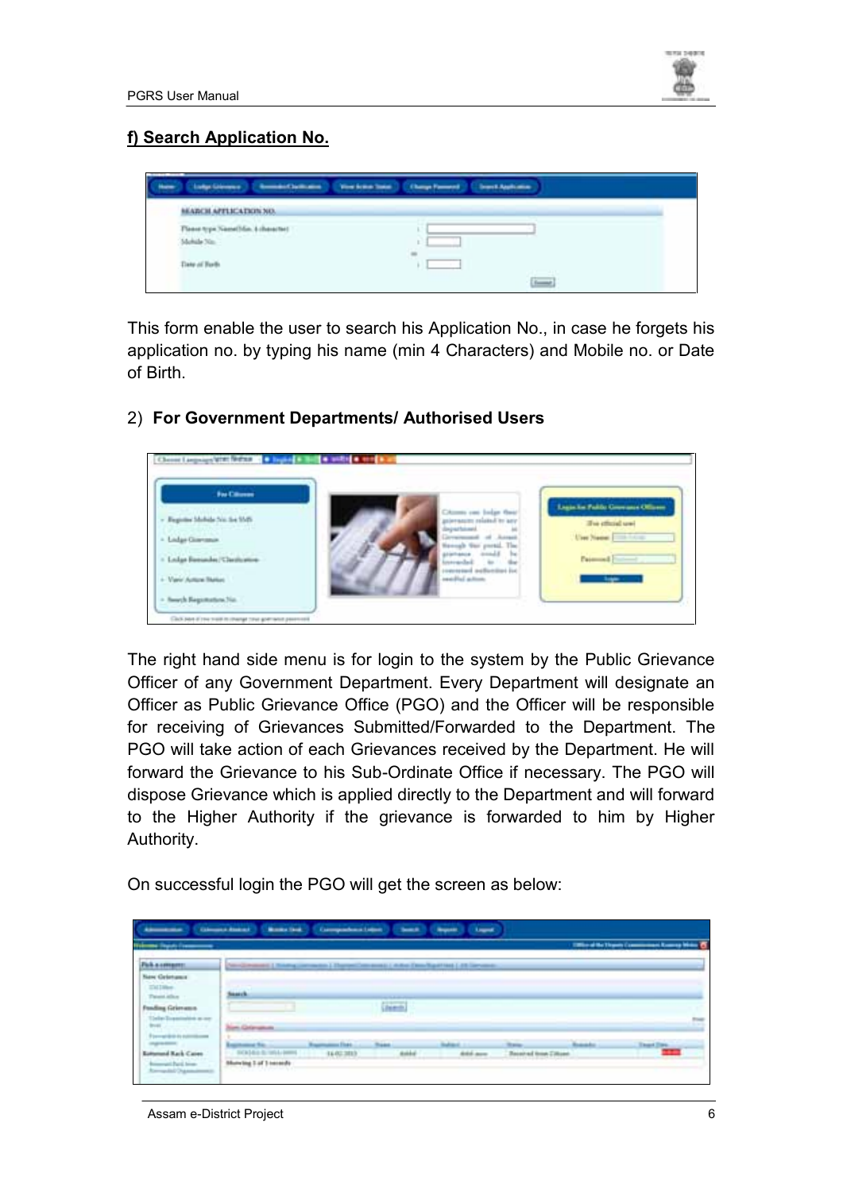## f) Search Application No.

This form enable the user to search his Application No., in case he forgets his application no. by typing his name (min 4 Characters) and Mobile no. or Date of Birth.

2) **For Government Departments/ Authorised Users**

The right hand side menu is for login to the system by the Public Grievance Officer of any Government Department. Every Department will designate an Officer as Public Grievance Office (PGO) and the Officer will be responsible for receiving of Grievances Submitted/Forwarded to the Department. The PGO will take action of each Grievances received by the Department. He will forward the Grievance to his Sub-Ordinate Office if necessary. The PGO will dispose Grievance which is applied directly to the Department and will forward to the Higher Authority if the grievance is forwarded to him by Higher Authority.

On successful login the PGO will get the screen as below: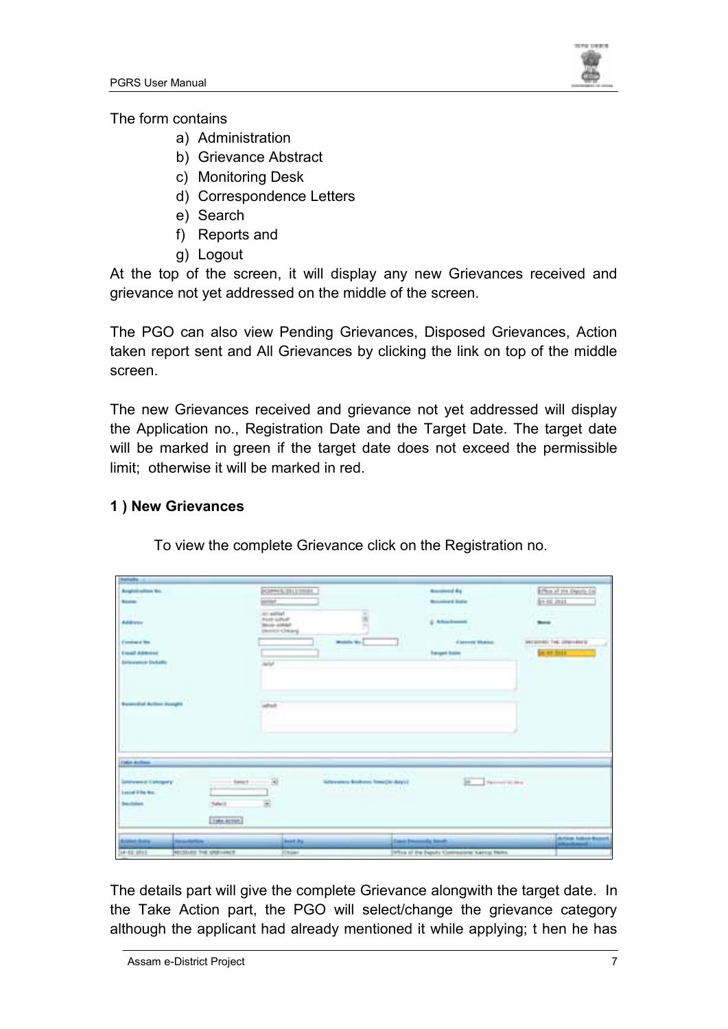The form contains

a) Administration
b) Grievance Abstract
c) Monitoring Desk
d) Correspondence Letters
e) Search
f) Reports and
g) Logout

At the top of the screen, it will display any new Grievances received and grievance not yet addressed on the middle of the screen.

The PGO can also view Pending Grievances, Disposed Grievances, Action taken report sent and All Grievances by clicking the link on top of the middle screen.

The new Grievances received and grievance not yet addressed will display the Application no., Registration Date and the Target Date. The target date will be marked in green if the target date does not exceed the permissible limit; otherwise it will be marked in red.

**1 ) New Grievances**

To view the complete Grievance click on the Registration no.

The details part will give the complete Grievance alongwith the target date. In the Take Action part, the PGO will select/change the grievance category although the applicant had already mentioned it while applying; t hen he has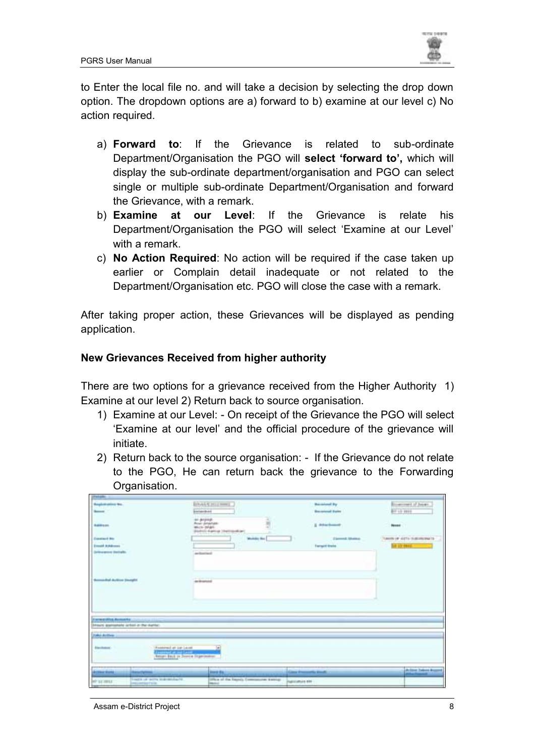to Enter the local file no. and will take a decision by selecting the drop down option. The dropdown options are a) forward to b) examine at our level c) No action required.

a) **Forward to**: If the Grievance is related to sub-ordinate Department/Organisation the PGO will **select 'forward to',** which will display the sub-ordinate department/organisation and PGO can select single or multiple sub-ordinate Department/Organisation and forward the Grievance, with a remark.
b) **Examine at our Level**: If the Grievance is relate his Department/Organisation the PGO will select 'Examine at our Level' with a remark.
c) **No Action Required**: No action will be required if the case taken up earlier or Complain detail inadequate or not related to the Department/Organisation etc. PGO will close the case with a remark.

After taking proper action, these Grievances will be displayed as pending application.

**New Grievances Received from higher authority**

There are two options for a grievance received from the Higher Authority 1) Examine at our level 2) Return back to source organisation.

1) Examine at our Level: - On receipt of the Grievance the PGO will select 'Examine at our level' and the official procedure of the grievance will initiate.
2) Return back to the source organisation: - If the Grievance do not relate to the PGO, He can return back the grievance to the Forwarding Organisation.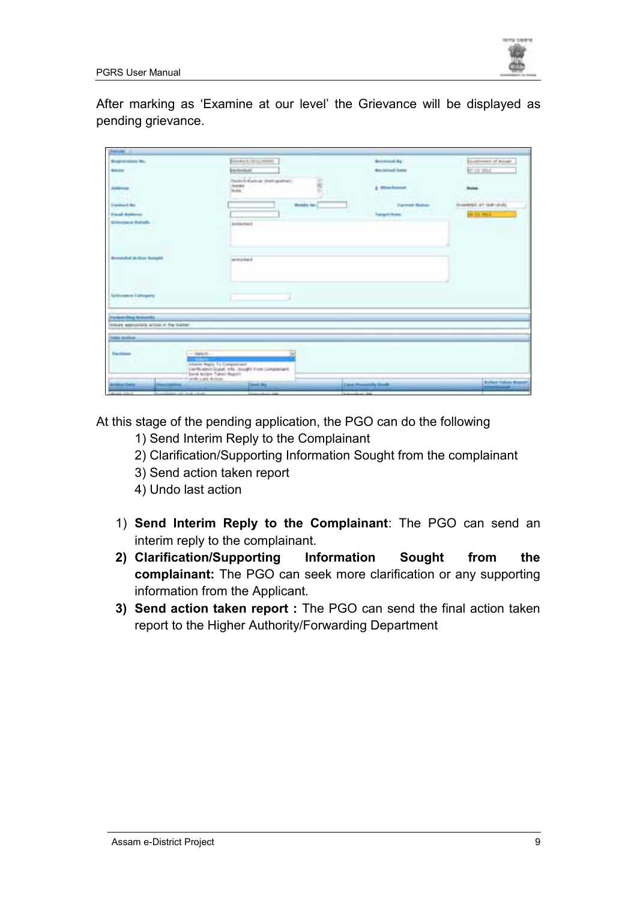After marking as 'Examine at our level' the Grievance will be displayed as pending grievance.

At this stage of the pending application, the PGO can do the following

1) Send Interim Reply to the Complainant
2) Clarification/Supporting Information Sought from the complainant
3) Send action taken report
4) Undo last action

1) **Send Interim Reply to the Complainant**: The PGO can send an interim reply to the complainant.
2) **Clarification/Supporting Information Sought from the complainant:** The PGO can seek more clarification or any supporting information from the Applicant.
3) **Send action taken report :** The PGO can send the final action taken report to the Higher Authority/Forwarding Department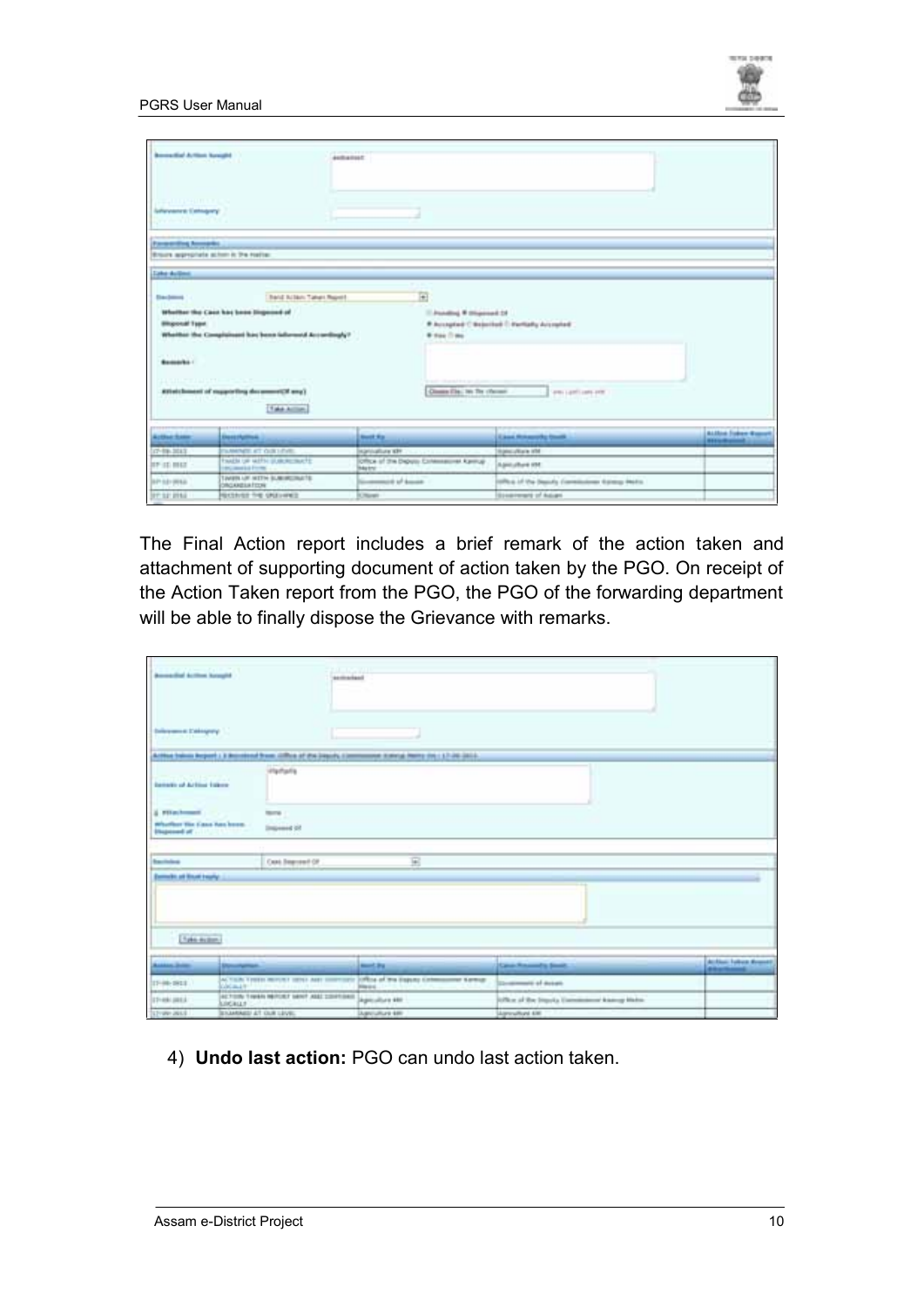The Final Action report includes a brief remark of the action taken and attachment of supporting document of action taken by the PGO. On receipt of the Action Taken report from the PGO, the PGO of the forwarding department will be able to finally dispose the Grievance with remarks.

4) **Undo last action:** PGO can undo last action taken.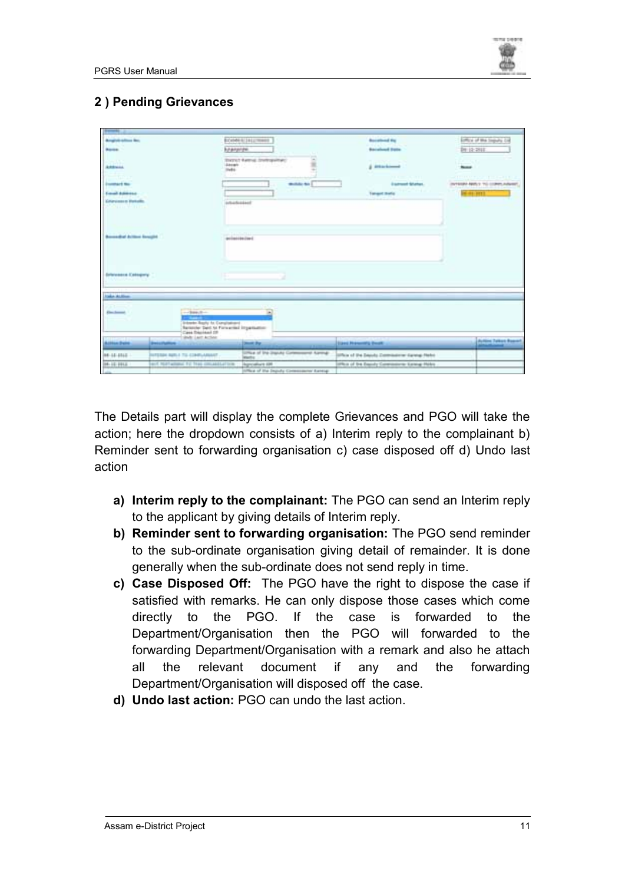## 2 ) Pending Grievances

The Details part will display the complete Grievances and PGO will take the action; here the dropdown consists of a) Interim reply to the complainant b) Reminder sent to forwarding organisation c) case disposed off d) Undo last action

a) **Interim reply to the complainant:** The PGO can send an Interim reply to the applicant by giving details of Interim reply.
b) **Reminder sent to forwarding organisation:** The PGO send reminder to the sub-ordinate organisation giving detail of remainder. It is done generally when the sub-ordinate does not send reply in time.
c) **Case Disposed Off:** The PGO have the right to dispose the case if satisfied with remarks. He can only dispose those cases which come directly to the PGO. If the case is forwarded to the Department/Organisation then the PGO will forwarded to the forwarding Department/Organisation with a remark and also he attach all the relevant document if any and the forwarding Department/Organisation will disposed off the case.
d) **Undo last action:** PGO can undo the last action.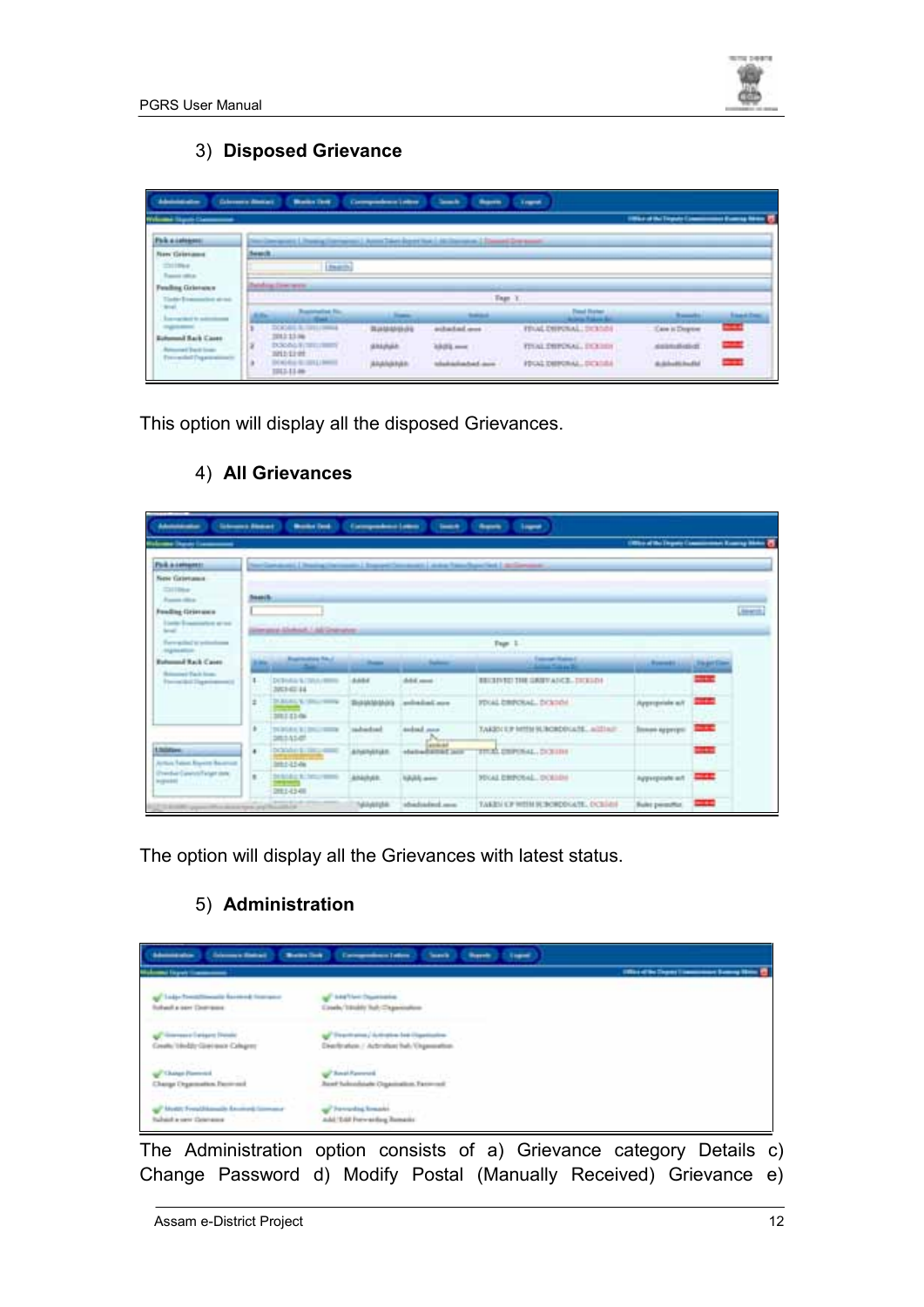3) **Disposed Grievance**

This option will display all the disposed Grievances.

4) **All Grievances**

The option will display all the Grievances with latest status.

5) **Administration**

The Administration option consists of a) Grievance category Details c) Change Password d) Modify Postal (Manually Received) Grievance e)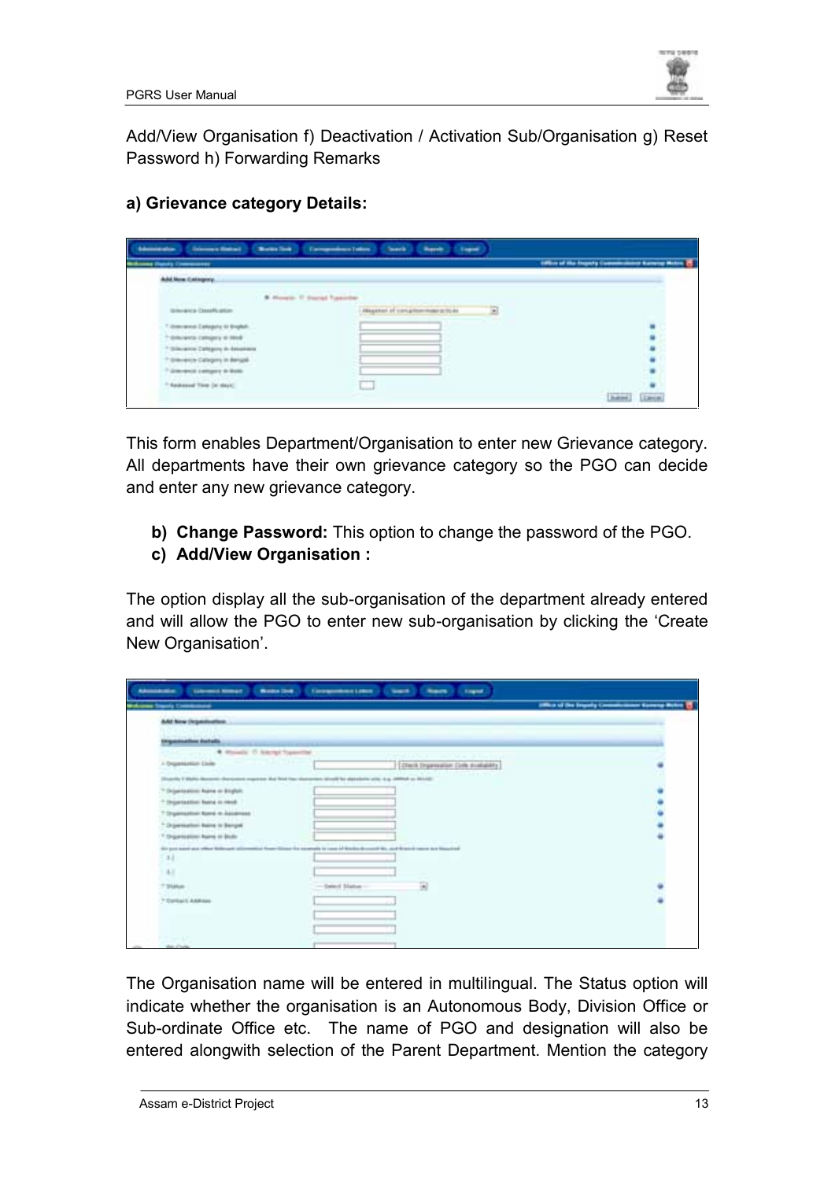Add/View Organisation f) Deactivation / Activation Sub/Organisation g) Reset Password h) Forwarding Remarks

**a) Grievance category Details:**

This form enables Department/Organisation to enter new Grievance category. All departments have their own grievance category so the PGO can decide and enter any new grievance category.

- **b) Change Password:** This option to change the password of the PGO.
- **c) Add/View Organisation :**

The option display all the sub-organisation of the department already entered and will allow the PGO to enter new sub-organisation by clicking the 'Create New Organisation'.

The Organisation name will be entered in multilingual. The Status option will indicate whether the organisation is an Autonomous Body, Division Office or Sub-ordinate Office etc. The name of PGO and designation will also be entered alongwith selection of the Parent Department. Mention the category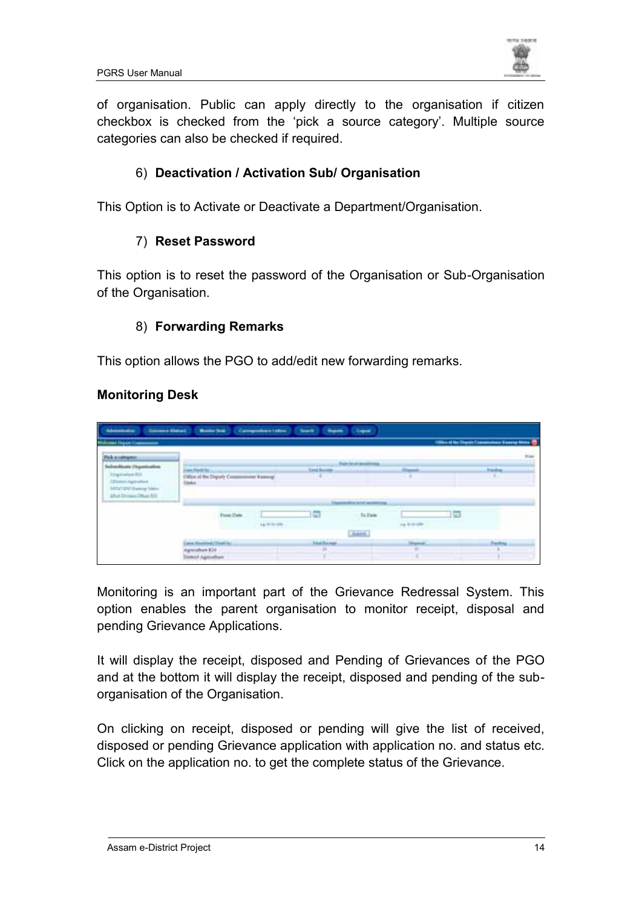of organisation. Public can apply directly to the organisation if citizen checkbox is checked from the 'pick a source category'. Multiple source categories can also be checked if required.

6) **Deactivation / Activation Sub/ Organisation**

This Option is to Activate or Deactivate a Department/Organisation.

7) **Reset Password**

This option is to reset the password of the Organisation or Sub-Organisation of the Organisation.

8) **Forwarding Remarks**

This option allows the PGO to add/edit new forwarding remarks.

**Monitoring Desk**

Monitoring is an important part of the Grievance Redressal System. This option enables the parent organisation to monitor receipt, disposal and pending Grievance Applications.

It will display the receipt, disposed and Pending of Grievances of the PGO and at the bottom it will display the receipt, disposed and pending of the sub-organisation of the Organisation.

On clicking on receipt, disposed or pending will give the list of received, disposed or pending Grievance application with application no. and status etc. Click on the application no. to get the complete status of the Grievance.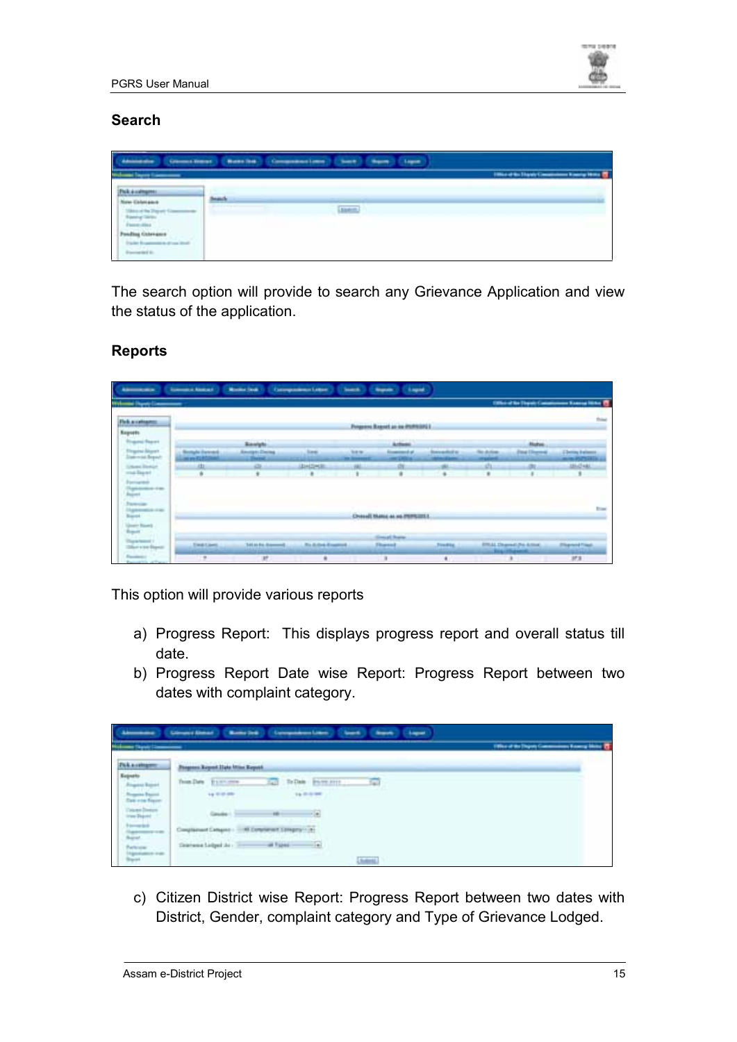## Search

The search option will provide to search any Grievance Application and view the status of the application.

## Reports

This option will provide various reports

a) Progress Report: This displays progress report and overall status till date.
b) Progress Report Date wise Report: Progress Report between two dates with complaint category.

c) Citizen District wise Report: Progress Report between two dates with District, Gender, complaint category and Type of Grievance Lodged.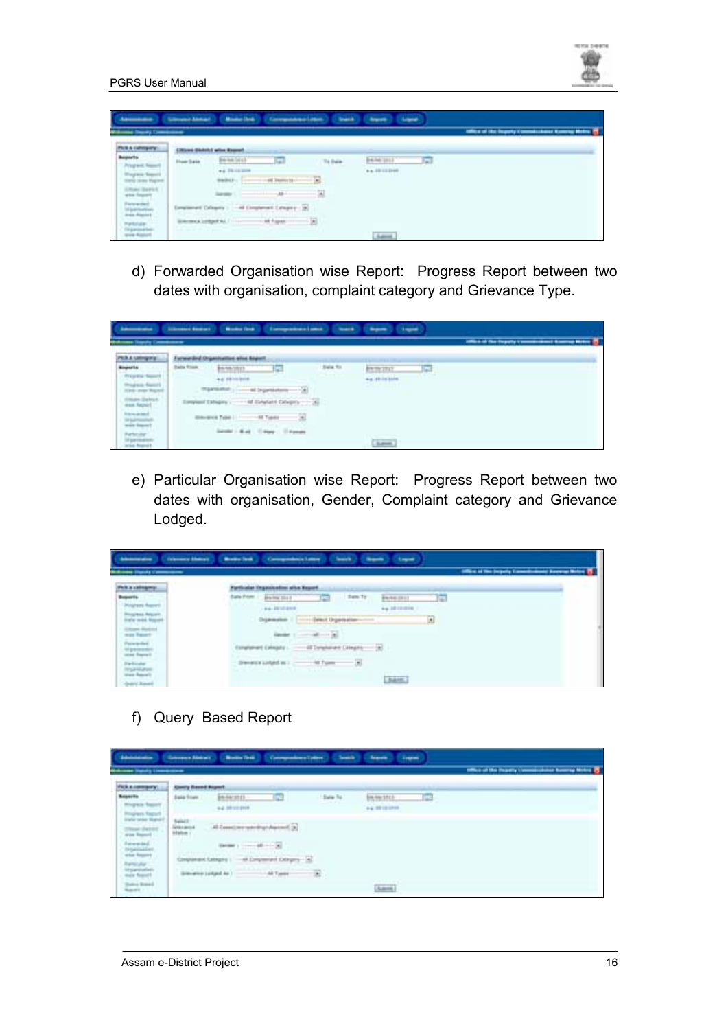d) Forwarded Organisation wise Report: Progress Report between two dates with organisation, complaint category and Grievance Type.

e) Particular Organisation wise Report: Progress Report between two dates with organisation, Gender, Complaint category and Grievance Lodged.

f) Query Based Report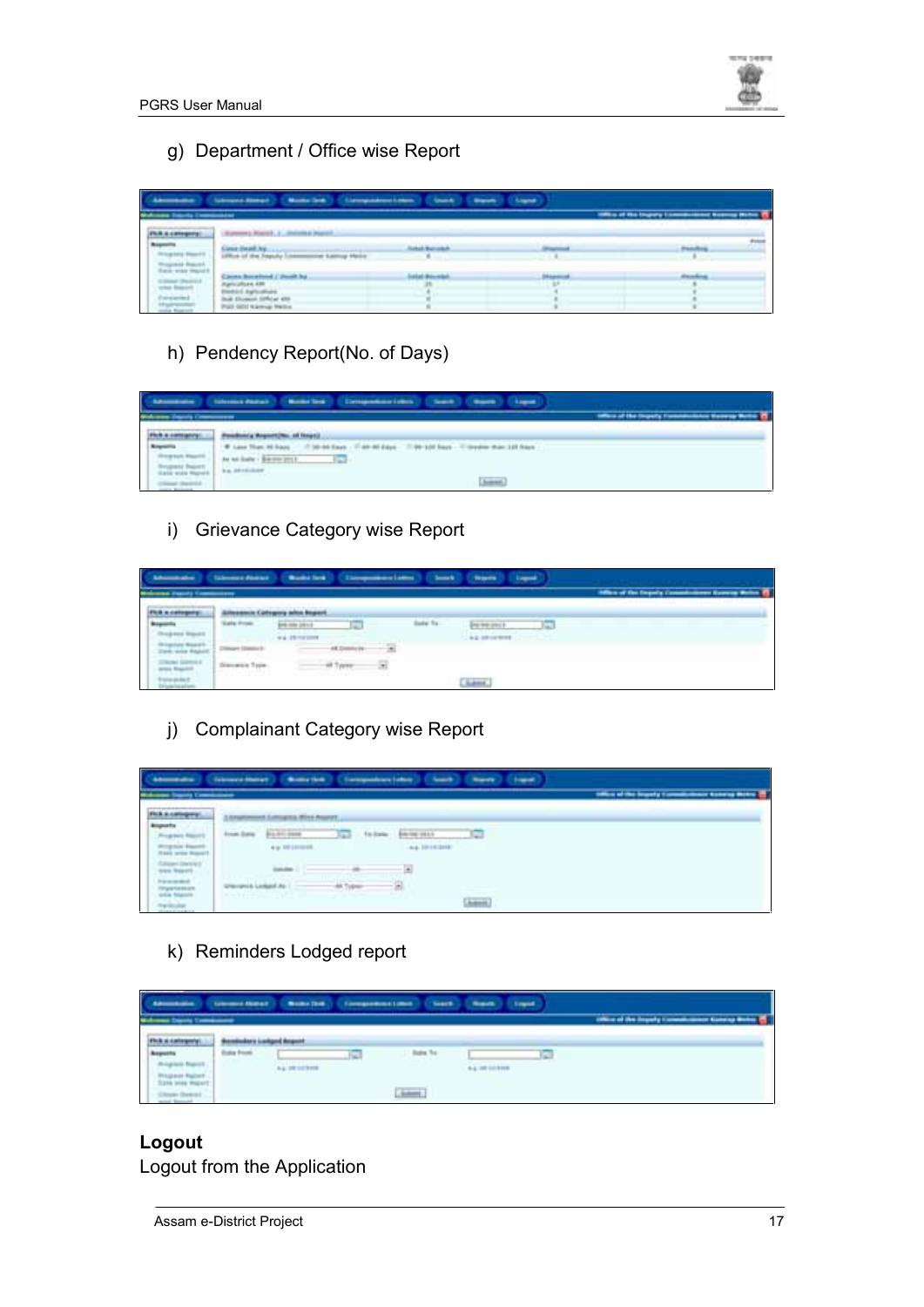g) Department / Office wise Report

h) Pendency Report(No. of Days)

i) Grievance Category wise Report

j) Complainant Category wise Report

k) Reminders Lodged report

**Logout**

Logout from the Application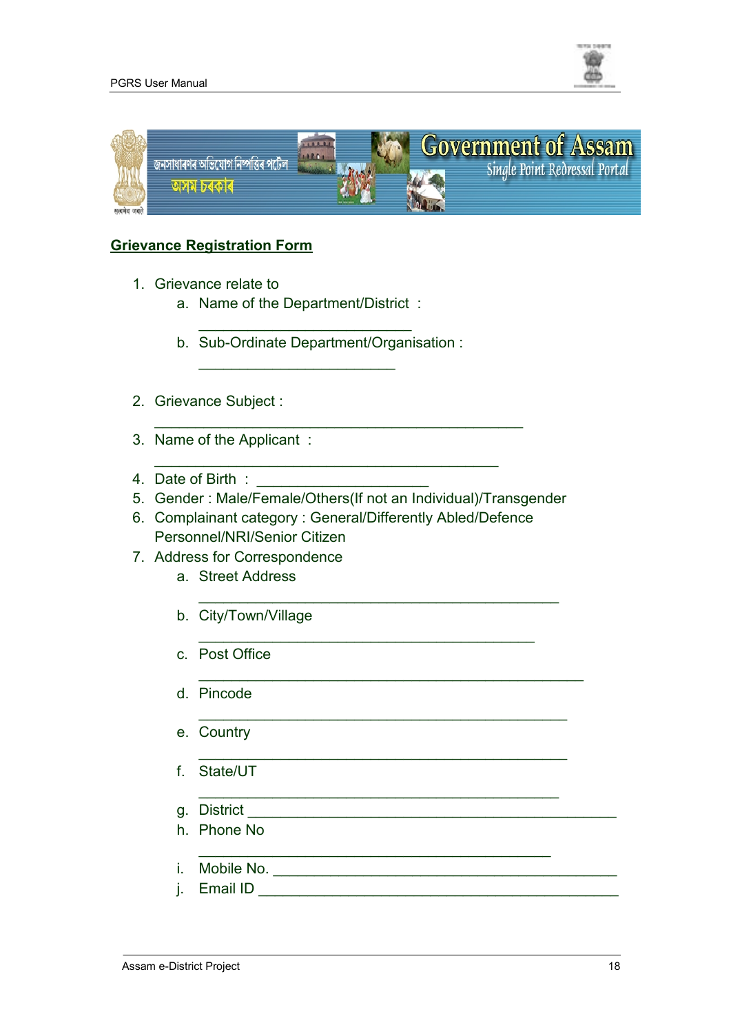## Grievance Registration Form

1. Grievance relate to
    a. Name of the Department/District : ___________________________
    b. Sub-Ordinate Department/Organisation : _________________________
2. Grievance Subject : _______________________________________________
3. Name of the Applicant : ___________________________________________
4. Date of Birth : ______________________
5. Gender : Male/Female/Others(If not an Individual)/Transgender
6. Complainant category : General/Differently Abled/Defence Personnel/NRI/Senior Citizen
7. Address for Correspondence
    a. Street Address _____________________________________________
    b. City/Town/Village __________________________________________
    c. Post Office _______________________________________________
    d. Pincode _______________________________________________
    e. Country _______________________________________________
    f. State/UT _______________________________________________
    g. District _______________________________________________
    h. Phone No _______________________________________________
    i. Mobile No. _______________________________________________
    j. Email ID _______________________________________________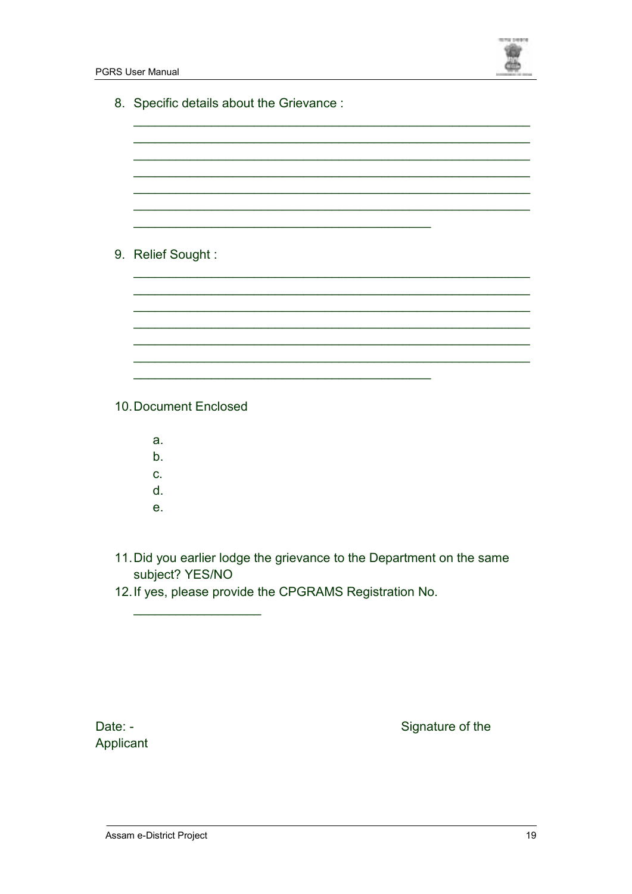8. Specific details about the Grievance :

   _______________________________________________________
   _______________________________________________________
   _______________________________________________________
   _______________________________________________________
   _______________________________________________________
   _______________________________________________________
   _________________________________________

9. Relief Sought :

   _______________________________________________________
   _______________________________________________________
   _______________________________________________________
   _______________________________________________________
   _______________________________________________________
   _______________________________________________________
   _________________________________________

10. Document Enclosed

    a.
    b.
    c.
    d.
    e.

11. Did you earlier lodge the grievance to the Department on the same subject? YES/NO
12. If yes, please provide the CPGRAMS Registration No.

    __________________

Date: - Signature of the Applicant